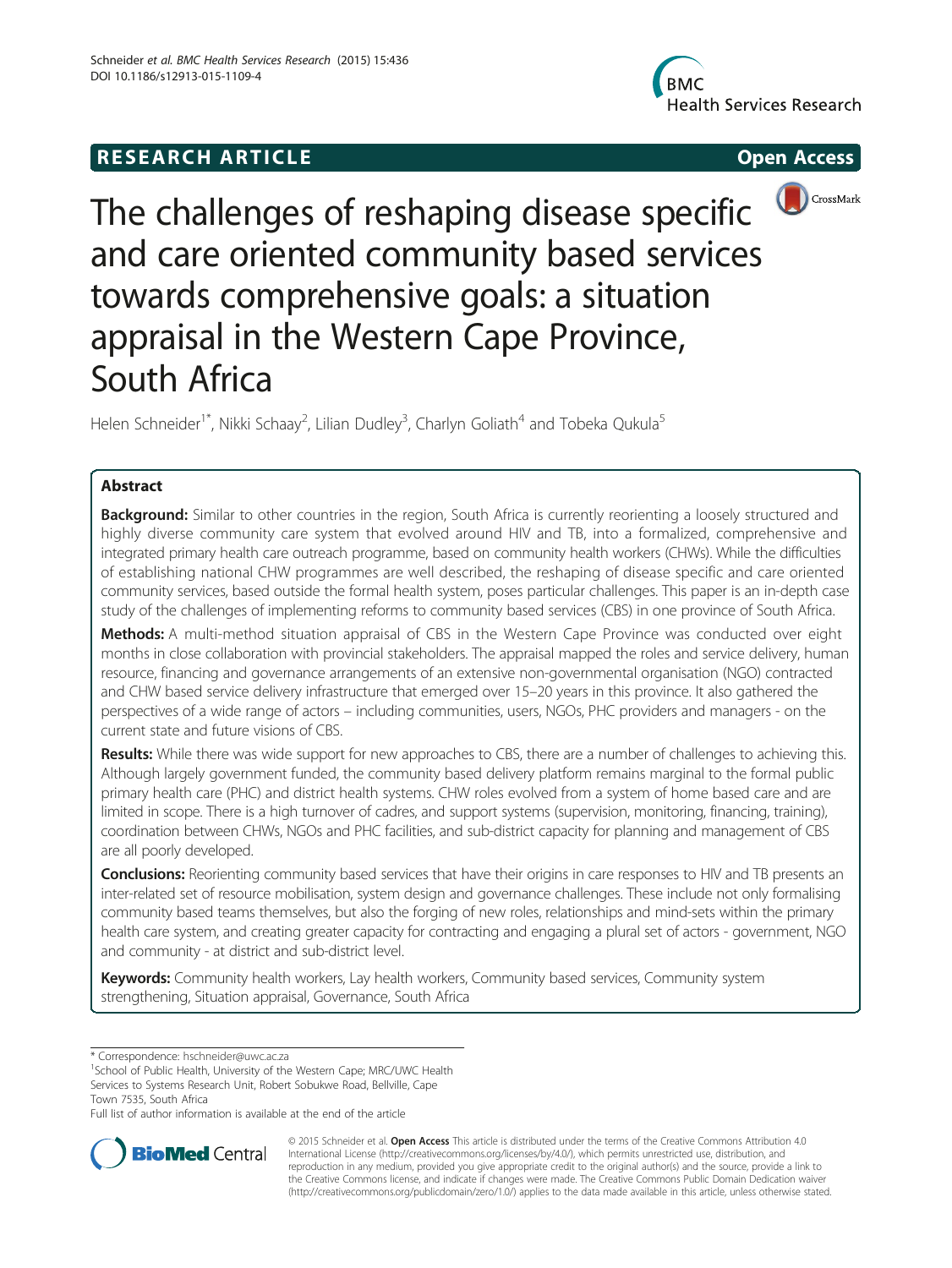**RESEARCH ARTICLE** **Open Access**

# The challenges of reshaping disease specific and care oriented community based services towards comprehensive goals: a situation appraisal in the Western Cape Province, South Africa

Helen Schneider[1*], Nikki Schaay[2], Lilian Dudley[3], Charlyn Goliath[4] and Tobeka Qukula[5]

## Abstract

**Background:** Similar to other countries in the region, South Africa is currently reorienting a loosely structured and highly diverse community care system that evolved around HIV and TB, into a formalized, comprehensive and integrated primary health care outreach programme, based on community health workers (CHWs). While the difficulties of establishing national CHW programmes are well described, the reshaping of disease specific and care oriented community services, based outside the formal health system, poses particular challenges. This paper is an in-depth case study of the challenges of implementing reforms to community based services (CBS) in one province of South Africa.

**Methods:** A multi-method situation appraisal of CBS in the Western Cape Province was conducted over eight months in close collaboration with provincial stakeholders. The appraisal mapped the roles and service delivery, human resource, financing and governance arrangements of an extensive non-governmental organisation (NGO) contracted and CHW based service delivery infrastructure that emerged over 15–20 years in this province. It also gathered the perspectives of a wide range of actors – including communities, users, NGOs, PHC providers and managers - on the current state and future visions of CBS.

**Results:** While there was wide support for new approaches to CBS, there are a number of challenges to achieving this. Although largely government funded, the community based delivery platform remains marginal to the formal public primary health care (PHC) and district health systems. CHW roles evolved from a system of home based care and are limited in scope. There is a high turnover of cadres, and support systems (supervision, monitoring, financing, training), coordination between CHWs, NGOs and PHC facilities, and sub-district capacity for planning and management of CBS are all poorly developed.

**Conclusions:** Reorienting community based services that have their origins in care responses to HIV and TB presents an inter-related set of resource mobilisation, system design and governance challenges. These include not only formalising community based teams themselves, but also the forging of new roles, relationships and mind-sets within the primary health care system, and creating greater capacity for contracting and engaging a plural set of actors - government, NGO and community - at district and sub-district level.

**Keywords:** Community health workers, Lay health workers, Community based services, Community system strengthening, Situation appraisal, Governance, South Africa

---

* Correspondence: hschneider@uwc.ac.za
[1]School of Public Health, University of the Western Cape; MRC/UWC Health Services to Systems Research Unit, Robert Sobukwe Road, Bellville, Cape Town 7535, South Africa
Full list of author information is available at the end of the article

© 2015 Schneider et al. **Open Access** This article is distributed under the terms of the Creative Commons Attribution 4.0 International License (http://creativecommons.org/licenses/by/4.0/), which permits unrestricted use, distribution, and reproduction in any medium, provided you give appropriate credit to the original author(s) and the source, provide a link to the Creative Commons license, and indicate if changes were made. The Creative Commons Public Domain Dedication waiver (http://creativecommons.org/publicdomain/zero/1.0/) applies to the data made available in this article, unless otherwise stated.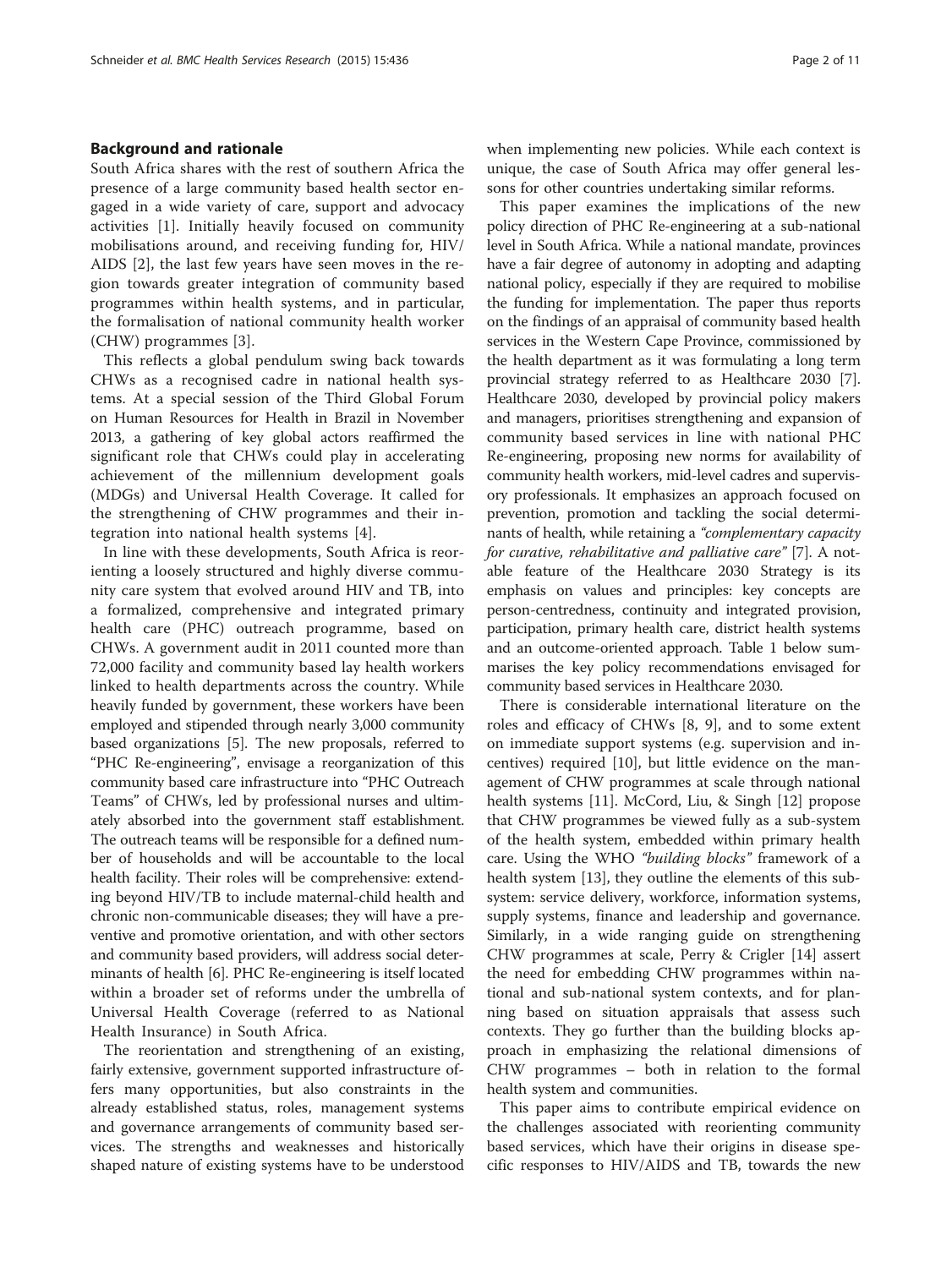## Background and rationale

South Africa shares with the rest of southern Africa the presence of a large community based health sector engaged in a wide variety of care, support and advocacy activities [1]. Initially heavily focused on community mobilisations around, and receiving funding for, HIV/AIDS [2], the last few years have seen moves in the region towards greater integration of community based programmes within health systems, and in particular, the formalisation of national community health worker (CHW) programmes [3].

This reflects a global pendulum swing back towards CHWs as a recognised cadre in national health systems. At a special session of the Third Global Forum on Human Resources for Health in Brazil in November 2013, a gathering of key global actors reaffirmed the significant role that CHWs could play in accelerating achievement of the millennium development goals (MDGs) and Universal Health Coverage. It called for the strengthening of CHW programmes and their integration into national health systems [4].

In line with these developments, South Africa is reorienting a loosely structured and highly diverse community care system that evolved around HIV and TB, into a formalized, comprehensive and integrated primary health care (PHC) outreach programme, based on CHWs. A government audit in 2011 counted more than 72,000 facility and community based lay health workers linked to health departments across the country. While heavily funded by government, these workers have been employed and stipended through nearly 3,000 community based organizations [5]. The new proposals, referred to "PHC Re-engineering", envisage a reorganization of this community based care infrastructure into "PHC Outreach Teams" of CHWs, led by professional nurses and ultimately absorbed into the government staff establishment. The outreach teams will be responsible for a defined number of households and will be accountable to the local health facility. Their roles will be comprehensive: extending beyond HIV/TB to include maternal-child health and chronic non-communicable diseases; they will have a preventive and promotive orientation, and with other sectors and community based providers, will address social determinants of health [6]. PHC Re-engineering is itself located within a broader set of reforms under the umbrella of Universal Health Coverage (referred to as National Health Insurance) in South Africa.

The reorientation and strengthening of an existing, fairly extensive, government supported infrastructure offers many opportunities, but also constraints in the already established status, roles, management systems and governance arrangements of community based services. The strengths and weaknesses and historically shaped nature of existing systems have to be understood when implementing new policies. While each context is unique, the case of South Africa may offer general lessons for other countries undertaking similar reforms.

This paper examines the implications of the new policy direction of PHC Re-engineering at a sub-national level in South Africa. While a national mandate, provinces have a fair degree of autonomy in adopting and adapting national policy, especially if they are required to mobilise the funding for implementation. The paper thus reports on the findings of an appraisal of community based health services in the Western Cape Province, commissioned by the health department as it was formulating a long term provincial strategy referred to as Healthcare 2030 [7]. Healthcare 2030, developed by provincial policy makers and managers, prioritises strengthening and expansion of community based services in line with national PHC Re-engineering, proposing new norms for availability of community health workers, mid-level cadres and supervisory professionals. It emphasizes an approach focused on prevention, promotion and tackling the social determinants of health, while retaining a *"complementary capacity for curative, rehabilitative and palliative care"* [7]. A notable feature of the Healthcare 2030 Strategy is its emphasis on values and principles: key concepts are person-centredness, continuity and integrated provision, participation, primary health care, district health systems and an outcome-oriented approach. Table 1 below summarises the key policy recommendations envisaged for community based services in Healthcare 2030.

There is considerable international literature on the roles and efficacy of CHWs [8, 9], and to some extent on immediate support systems (e.g. supervision and incentives) required [10], but little evidence on the management of CHW programmes at scale through national health systems [11]. McCord, Liu, & Singh [12] propose that CHW programmes be viewed fully as a sub-system of the health system, embedded within primary health care. Using the WHO *"building blocks"* framework of a health system [13], they outline the elements of this subsystem: service delivery, workforce, information systems, supply systems, finance and leadership and governance. Similarly, in a wide ranging guide on strengthening CHW programmes at scale, Perry & Crigler [14] assert the need for embedding CHW programmes within national and sub-national system contexts, and for planning based on situation appraisals that assess such contexts. They go further than the building blocks approach in emphasizing the relational dimensions of CHW programmes – both in relation to the formal health system and communities.

This paper aims to contribute empirical evidence on the challenges associated with reorienting community based services, which have their origins in disease specific responses to HIV/AIDS and TB, towards the new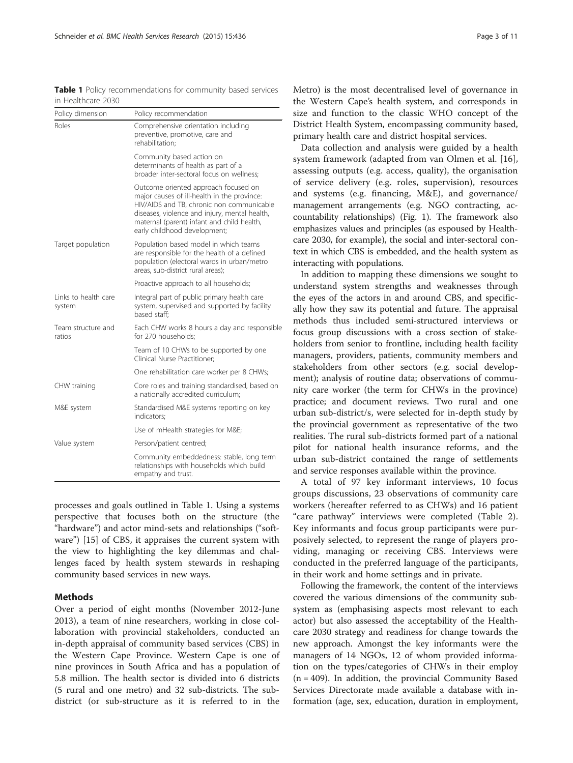**Table 1** Policy recommendations for community based services in Healthcare 2030

| Policy dimension | Policy recommendation |
| --- | --- |
| Roles | Comprehensive orientation including preventive, promotive, care and rehabilitation; |
| | Community based action on determinants of health as part of a broader inter-sectoral focus on wellness; |
| | Outcome oriented approach focused on major causes of ill-health in the province: HIV/AIDS and TB, chronic non communicable diseases, violence and injury, mental health, maternal (parent) infant and child health, early childhood development; |
| Target population | Population based model in which teams are responsible for the health of a defined population (electoral wards in urban/metro areas, sub-district rural areas); |
| | Proactive approach to all households; |
| Links to health care system | Integral part of public primary health care system, supervised and supported by facility based staff; |
| Team structure and ratios | Each CHW works 8 hours a day and responsible for 270 households; |
| | Team of 10 CHWs to be supported by one Clinical Nurse Practitioner; |
| | One rehabilitation care worker per 8 CHWs; |
| CHW training | Core roles and training standardised, based on a nationally accredited curriculum; |
| M&E system | Standardised M&E systems reporting on key indicators; |
| | Use of mHealth strategies for M&E; |
| Value system | Person/patient centred; |
| | Community embeddedness: stable, long term relationships with households which build empathy and trust. |

processes and goals outlined in Table 1. Using a systems perspective that focuses both on the structure (the "hardware") and actor mind-sets and relationships ("software") [15] of CBS, it appraises the current system with the view to highlighting the key dilemmas and challenges faced by health system stewards in reshaping community based services in new ways.

## Methods

Over a period of eight months (November 2012-June 2013), a team of nine researchers, working in close collaboration with provincial stakeholders, conducted an in-depth appraisal of community based services (CBS) in the Western Cape Province. Western Cape is one of nine provinces in South Africa and has a population of 5.8 million. The health sector is divided into 6 districts (5 rural and one metro) and 32 sub-districts. The sub-district (or sub-structure as it is referred to in the Metro) is the most decentralised level of governance in the Western Cape's health system, and corresponds in size and function to the classic WHO concept of the District Health System, encompassing community based, primary health care and district hospital services.

Data collection and analysis were guided by a health system framework (adapted from van Olmen et al. [16], assessing outputs (e.g. access, quality), the organisation of service delivery (e.g. roles, supervision), resources and systems (e.g. financing, M&E), and governance/management arrangements (e.g. NGO contracting, accountability relationships) (Fig. 1). The framework also emphasizes values and principles (as espoused by Healthcare 2030, for example), the social and inter-sectoral context in which CBS is embedded, and the health system as interacting with populations.

In addition to mapping these dimensions we sought to understand system strengths and weaknesses through the eyes of the actors in and around CBS, and specifically how they saw its potential and future. The appraisal methods thus included semi-structured interviews or focus group discussions with a cross section of stakeholders from senior to frontline, including health facility managers, providers, patients, community members and stakeholders from other sectors (e.g. social development); analysis of routine data; observations of community care worker (the term for CHWs in the province) practice; and document reviews. Two rural and one urban sub-district/s, were selected for in-depth study by the provincial government as representative of the two realities. The rural sub-districts formed part of a national pilot for national health insurance reforms, and the urban sub-district contained the range of settlements and service responses available within the province.

A total of 97 key informant interviews, 10 focus groups discussions, 23 observations of community care workers (hereafter referred to as CHWs) and 16 patient "care pathway" interviews were completed (Table 2). Key informants and focus group participants were purposively selected, to represent the range of players providing, managing or receiving CBS. Interviews were conducted in the preferred language of the participants, in their work and home settings and in private.

Following the framework, the content of the interviews covered the various dimensions of the community subsystem as (emphasising aspects most relevant to each actor) but also assessed the acceptability of the Healthcare 2030 strategy and readiness for change towards the new approach. Amongst the key informants were the managers of 14 NGOs, 12 of whom provided information on the types/categories of CHWs in their employ (n = 409). In addition, the provincial Community Based Services Directorate made available a database with information (age, sex, education, duration in employment,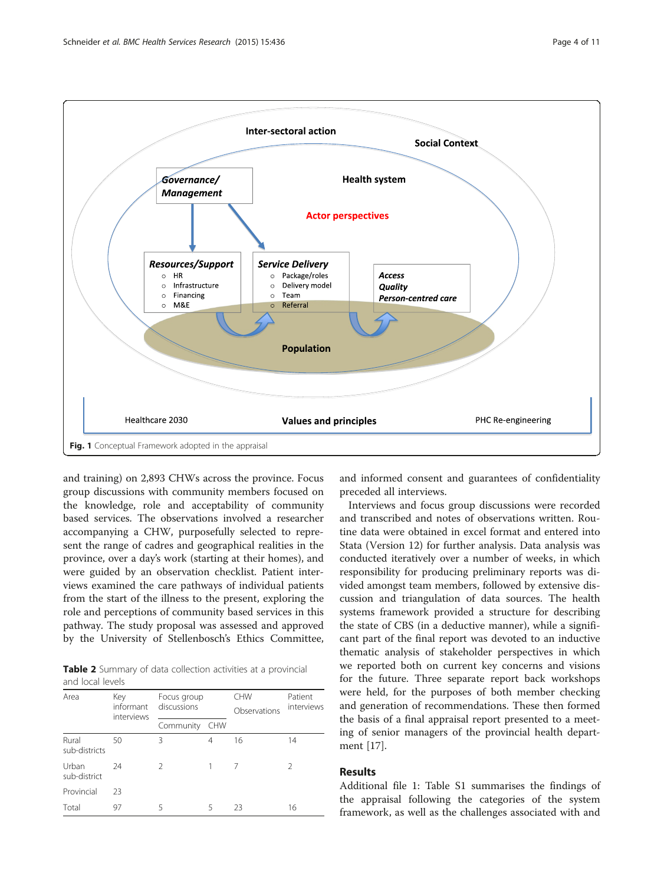Fig. 1 Conceptual Framework adopted in the appraisal

and training) on 2,893 CHWs across the province. Focus group discussions with community members focused on the knowledge, role and acceptability of community based services. The observations involved a researcher accompanying a CHW, purposefully selected to represent the range of cadres and geographical realities in the province, over a day's work (starting at their homes), and were guided by an observation checklist. Patient interviews examined the care pathways of individual patients from the start of the illness to the present, exploring the role and perceptions of community based services in this pathway. The study proposal was assessed and approved by the University of Stellenbosch's Ethics Committee, and informed consent and guarantees of confidentiality preceded all interviews.

**Table 2** Summary of data collection activities at a provincial and local levels

| Area | Key informant interviews | Focus group discussions | | CHW Observations | Patient interviews |
|---|---|---|---|---|---|
| | | Community | CHW | | |
| Rural sub-districts | 50 | 3 | 4 | 16 | 14 |
| Urban sub-district | 24 | 2 | 1 | 7 | 2 |
| Provincial | 23 | | | | |
| Total | 97 | 5 | 5 | 23 | 16 |

Interviews and focus group discussions were recorded and transcribed and notes of observations written. Routine data were obtained in excel format and entered into Stata (Version 12) for further analysis. Data analysis was conducted iteratively over a number of weeks, in which responsibility for producing preliminary reports was divided amongst team members, followed by extensive discussion and triangulation of data sources. The health systems framework provided a structure for describing the state of CBS (in a deductive manner), while a significant part of the final report was devoted to an inductive thematic analysis of stakeholder perspectives in which we reported both on current key concerns and visions for the future. Three separate report back workshops were held, for the purposes of both member checking and generation of recommendations. These then formed the basis of a final appraisal report presented to a meeting of senior managers of the provincial health department [17].

## Results

Additional file 1: Table S1 summarises the findings of the appraisal following the categories of the system framework, as well as the challenges associated with and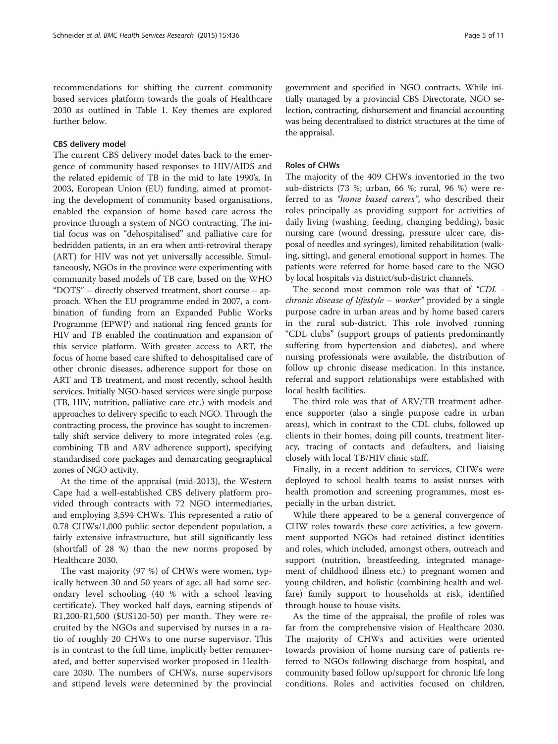recommendations for shifting the current community based services platform towards the goals of Healthcare 2030 as outlined in Table 1. Key themes are explored further below.

### CBS delivery model

The current CBS delivery model dates back to the emergence of community based responses to HIV/AIDS and the related epidemic of TB in the mid to late 1990's. In 2003, European Union (EU) funding, aimed at promoting the development of community based organisations, enabled the expansion of home based care across the province through a system of NGO contracting. The initial focus was on "dehospitalised" and palliative care for bedridden patients, in an era when anti-retroviral therapy (ART) for HIV was not yet universally accessible. Simultaneously, NGOs in the province were experimenting with community based models of TB care, based on the WHO "DOTS" – directly observed treatment, short course – approach. When the EU programme ended in 2007, a combination of funding from an Expanded Public Works Programme (EPWP) and national ring fenced grants for HIV and TB enabled the continuation and expansion of this service platform. With greater access to ART, the focus of home based care shifted to dehospitalised care of other chronic diseases, adherence support for those on ART and TB treatment, and most recently, school health services. Initially NGO-based services were single purpose (TB, HIV, nutrition, palliative care etc.) with models and approaches to delivery specific to each NGO. Through the contracting process, the province has sought to incrementally shift service delivery to more integrated roles (e.g. combining TB and ARV adherence support), specifying standardised core packages and demarcating geographical zones of NGO activity.

At the time of the appraisal (mid-2013), the Western Cape had a well-established CBS delivery platform provided through contracts with 72 NGO intermediaries, and employing 3,594 CHWs. This represented a ratio of 0.78 CHWs/1,000 public sector dependent population, a fairly extensive infrastructure, but still significantly less (shortfall of 28 %) than the new norms proposed by Healthcare 2030.

The vast majority (97 %) of CHWs were women, typically between 30 and 50 years of age; all had some secondary level schooling (40 % with a school leaving certificate). They worked half days, earning stipends of R1,200-R1,500 ($US120-50) per month. They were recruited by the NGOs and supervised by nurses in a ratio of roughly 20 CHWs to one nurse supervisor. This is in contrast to the full time, implicitly better remunerated, and better supervised worker proposed in Healthcare 2030. The numbers of CHWs, nurse supervisors and stipend levels were determined by the provincial government and specified in NGO contracts. While initially managed by a provincial CBS Directorate, NGO selection, contracting, disbursement and financial accounting was being decentralised to district structures at the time of the appraisal.

### Roles of CHWs

The majority of the 409 CHWs inventoried in the two sub-districts (73 %; urban, 66 %; rural, 96 %) were referred to as *"home based carers"*, who described their roles principally as providing support for activities of daily living (washing, feeding, changing bedding), basic nursing care (wound dressing, pressure ulcer care, disposal of needles and syringes), limited rehabilitation (walking, sitting), and general emotional support in homes. The patients were referred for home based care to the NGO by local hospitals via district/sub-district channels.

The second most common role was that of *"CDL - chronic disease of lifestyle – worker"* provided by a single purpose cadre in urban areas and by home based carers in the rural sub-district. This role involved running "CDL clubs" (support groups of patients predominantly suffering from hypertension and diabetes), and where nursing professionals were available, the distribution of follow up chronic disease medication. In this instance, referral and support relationships were established with local health facilities.

The third role was that of ARV/TB treatment adherence supporter (also a single purpose cadre in urban areas), which in contrast to the CDL clubs, followed up clients in their homes, doing pill counts, treatment literacy, tracing of contacts and defaulters, and liaising closely with local TB/HIV clinic staff.

Finally, in a recent addition to services, CHWs were deployed to school health teams to assist nurses with health promotion and screening programmes, most especially in the urban district.

While there appeared to be a general convergence of CHW roles towards these core activities, a few government supported NGOs had retained distinct identities and roles, which included, amongst others, outreach and support (nutrition, breastfeeding, integrated management of childhood illness etc.) to pregnant women and young children, and holistic (combining health and welfare) family support to households at risk, identified through house to house visits.

As the time of the appraisal, the profile of roles was far from the comprehensive vision of Healthcare 2030. The majority of CHWs and activities were oriented towards provision of home nursing care of patients referred to NGOs following discharge from hospital, and community based follow up/support for chronic life long conditions. Roles and activities focused on children,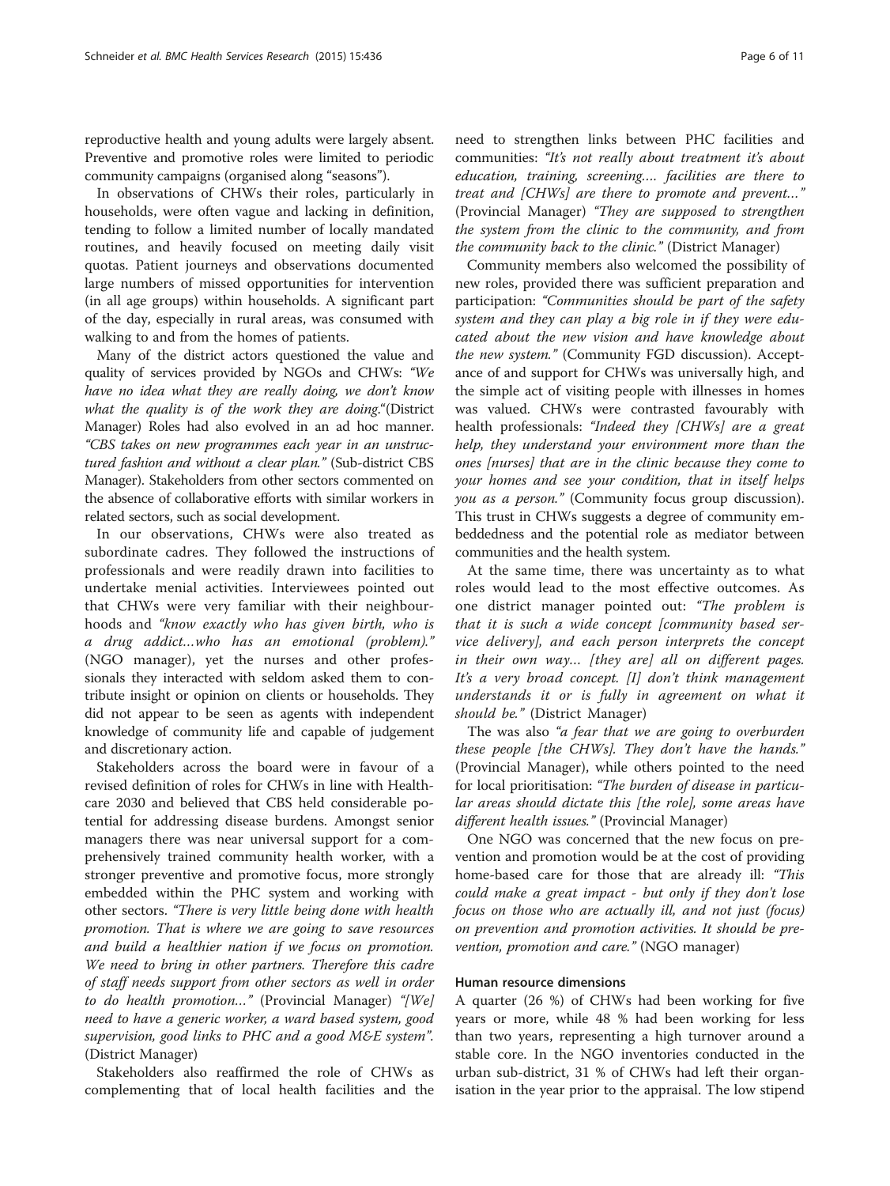reproductive health and young adults were largely absent. Preventive and promotive roles were limited to periodic community campaigns (organised along "seasons").

In observations of CHWs their roles, particularly in households, were often vague and lacking in definition, tending to follow a limited number of locally mandated routines, and heavily focused on meeting daily visit quotas. Patient journeys and observations documented large numbers of missed opportunities for intervention (in all age groups) within households. A significant part of the day, especially in rural areas, was consumed with walking to and from the homes of patients.

Many of the district actors questioned the value and quality of services provided by NGOs and CHWs: *"We have no idea what they are really doing, we don't know what the quality is of the work they are doing."*(District Manager) Roles had also evolved in an ad hoc manner. *"CBS takes on new programmes each year in an unstructured fashion and without a clear plan."* (Sub-district CBS Manager). Stakeholders from other sectors commented on the absence of collaborative efforts with similar workers in related sectors, such as social development.

In our observations, CHWs were also treated as subordinate cadres. They followed the instructions of professionals and were readily drawn into facilities to undertake menial activities. Interviewees pointed out that CHWs were very familiar with their neighbourhoods and *"know exactly who has given birth, who is a drug addict…who has an emotional (problem)."* (NGO manager), yet the nurses and other professionals they interacted with seldom asked them to contribute insight or opinion on clients or households. They did not appear to be seen as agents with independent knowledge of community life and capable of judgement and discretionary action.

Stakeholders across the board were in favour of a revised definition of roles for CHWs in line with Healthcare 2030 and believed that CBS held considerable potential for addressing disease burdens. Amongst senior managers there was near universal support for a comprehensively trained community health worker, with a stronger preventive and promotive focus, more strongly embedded within the PHC system and working with other sectors. *"There is very little being done with health promotion. That is where we are going to save resources and build a healthier nation if we focus on promotion. We need to bring in other partners. Therefore this cadre of staff needs support from other sectors as well in order to do health promotion…"* (Provincial Manager) *"[We] need to have a generic worker, a ward based system, good supervision, good links to PHC and a good M&E system".* (District Manager)

Stakeholders also reaffirmed the role of CHWs as complementing that of local health facilities and the need to strengthen links between PHC facilities and communities: *"It's not really about treatment it's about education, training, screening…. facilities are there to treat and [CHWs] are there to promote and prevent…"* (Provincial Manager) *"They are supposed to strengthen the system from the clinic to the community, and from the community back to the clinic."* (District Manager)

Community members also welcomed the possibility of new roles, provided there was sufficient preparation and participation: *"Communities should be part of the safety system and they can play a big role in if they were educated about the new vision and have knowledge about the new system."* (Community FGD discussion). Acceptance of and support for CHWs was universally high, and the simple act of visiting people with illnesses in homes was valued. CHWs were contrasted favourably with health professionals: *"Indeed they [CHWs] are a great help, they understand your environment more than the ones [nurses] that are in the clinic because they come to your homes and see your condition, that in itself helps you as a person."* (Community focus group discussion). This trust in CHWs suggests a degree of community embeddedness and the potential role as mediator between communities and the health system.

At the same time, there was uncertainty as to what roles would lead to the most effective outcomes. As one district manager pointed out: *"The problem is that it is such a wide concept [community based service delivery], and each person interprets the concept in their own way… [they are] all on different pages. It's a very broad concept. [I] don't think management understands it or is fully in agreement on what it should be."* (District Manager)

The was also *"a fear that we are going to overburden these people [the CHWs]. They don't have the hands."* (Provincial Manager), while others pointed to the need for local prioritisation: *"The burden of disease in particular areas should dictate this [the role], some areas have different health issues."* (Provincial Manager)

One NGO was concerned that the new focus on prevention and promotion would be at the cost of providing home-based care for those that are already ill: *"This could make a great impact - but only if they don't lose focus on those who are actually ill, and not just (focus) on prevention and promotion activities. It should be prevention, promotion and care."* (NGO manager)

#### Human resource dimensions

A quarter (26 %) of CHWs had been working for five years or more, while 48 % had been working for less than two years, representing a high turnover around a stable core. In the NGO inventories conducted in the urban sub-district, 31 % of CHWs had left their organisation in the year prior to the appraisal. The low stipend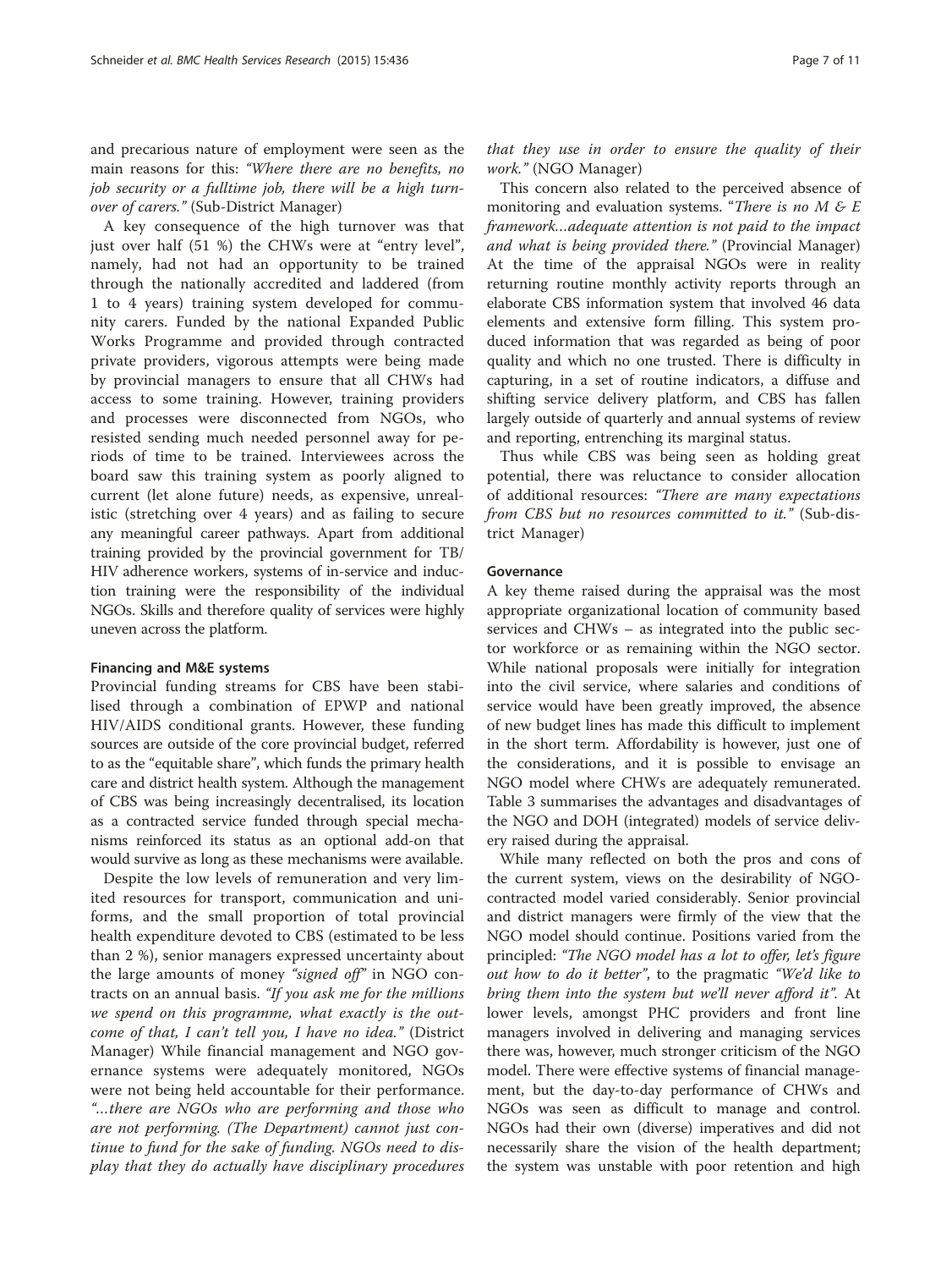and precarious nature of employment were seen as the main reasons for this: *"Where there are no benefits, no job security or a fulltime job, there will be a high turnover of carers."* (Sub-District Manager)

A key consequence of the high turnover was that just over half (51 %) the CHWs were at "entry level", namely, had not had an opportunity to be trained through the nationally accredited and laddered (from 1 to 4 years) training system developed for community carers. Funded by the national Expanded Public Works Programme and provided through contracted private providers, vigorous attempts were being made by provincial managers to ensure that all CHWs had access to some training. However, training providers and processes were disconnected from NGOs, who resisted sending much needed personnel away for periods of time to be trained. Interviewees across the board saw this training system as poorly aligned to current (let alone future) needs, as expensive, unrealistic (stretching over 4 years) and as failing to secure any meaningful career pathways. Apart from additional training provided by the provincial government for TB/HIV adherence workers, systems of in-service and induction training were the responsibility of the individual NGOs. Skills and therefore quality of services were highly uneven across the platform.

#### Financing and M&E systems

Provincial funding streams for CBS have been stabilised through a combination of EPWP and national HIV/AIDS conditional grants. However, these funding sources are outside of the core provincial budget, referred to as the "equitable share", which funds the primary health care and district health system. Although the management of CBS was being increasingly decentralised, its location as a contracted service funded through special mechanisms reinforced its status as an optional add-on that would survive as long as these mechanisms were available.

Despite the low levels of remuneration and very limited resources for transport, communication and uniforms, and the small proportion of total provincial health expenditure devoted to CBS (estimated to be less than 2 %), senior managers expressed uncertainty about the large amounts of money *"signed off"* in NGO contracts on an annual basis. *"If you ask me for the millions we spend on this programme, what exactly is the outcome of that, I can't tell you, I have no idea."* (District Manager) While financial management and NGO governance systems were adequately monitored, NGOs were not being held accountable for their performance. *"…there are NGOs who are performing and those who are not performing. (The Department) cannot just continue to fund for the sake of funding. NGOs need to display that they do actually have disciplinary procedures that they use in order to ensure the quality of their work."* (NGO Manager)

This concern also related to the perceived absence of monitoring and evaluation systems. "*There is no M & E framework…adequate attention is not paid to the impact and what is being provided there."* (Provincial Manager) At the time of the appraisal NGOs were in reality returning routine monthly activity reports through an elaborate CBS information system that involved 46 data elements and extensive form filling. This system produced information that was regarded as being of poor quality and which no one trusted. There is difficulty in capturing, in a set of routine indicators, a diffuse and shifting service delivery platform, and CBS has fallen largely outside of quarterly and annual systems of review and reporting, entrenching its marginal status.

Thus while CBS was being seen as holding great potential, there was reluctance to consider allocation of additional resources: *"There are many expectations from CBS but no resources committed to it."* (Sub-district Manager)

#### Governance

A key theme raised during the appraisal was the most appropriate organizational location of community based services and CHWs – as integrated into the public sector workforce or as remaining within the NGO sector. While national proposals were initially for integration into the civil service, where salaries and conditions of service would have been greatly improved, the absence of new budget lines has made this difficult to implement in the short term. Affordability is however, just one of the considerations, and it is possible to envisage an NGO model where CHWs are adequately remunerated. Table 3 summarises the advantages and disadvantages of the NGO and DOH (integrated) models of service delivery raised during the appraisal.

While many reflected on both the pros and cons of the current system, views on the desirability of NGO-contracted model varied considerably. Senior provincial and district managers were firmly of the view that the NGO model should continue. Positions varied from the principled: *"The NGO model has a lot to offer, let's figure out how to do it better"*, to the pragmatic *"We'd like to bring them into the system but we'll never afford it"*. At lower levels, amongst PHC providers and front line managers involved in delivering and managing services there was, however, much stronger criticism of the NGO model. There were effective systems of financial management, but the day-to-day performance of CHWs and NGOs was seen as difficult to manage and control. NGOs had their own (diverse) imperatives and did not necessarily share the vision of the health department; the system was unstable with poor retention and high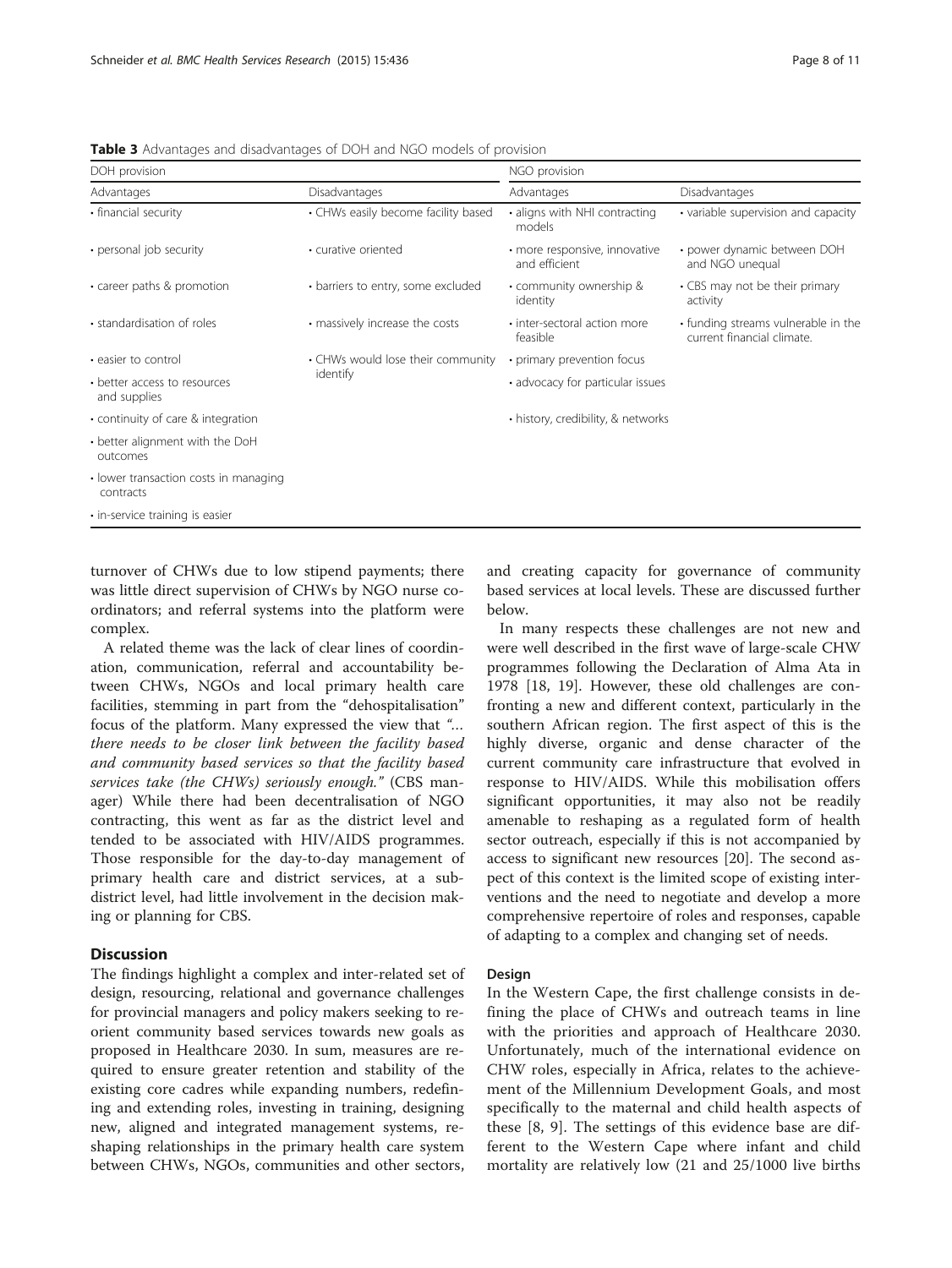**Table 3** Advantages and disadvantages of DOH and NGO models of provision

| DOH provision | | NGO provision | |
|---|---|---|---|
| Advantages | Disadvantages | Advantages | Disadvantages |
| • financial security | • CHWs easily become facility based | • aligns with NHI contracting models | • variable supervision and capacity |
| • personal job security | • curative oriented | • more responsive, innovative and efficient | • power dynamic between DOH and NGO unequal |
| • career paths & promotion | • barriers to entry, some excluded | • community ownership & identity | • CBS may not be their primary activity |
| • standardisation of roles | • massively increase the costs | • inter-sectoral action more feasible | • funding streams vulnerable in the current financial climate. |
| • easier to control | • CHWs would lose their community identify | • primary prevention focus | |
| • better access to resources and supplies | | • advocacy for particular issues | |
| • continuity of care & integration | | • history, credibility, & networks | |
| • better alignment with the DoH outcomes | | | |
| • lower transaction costs in managing contracts | | | |
| • in-service training is easier | | | |

turnover of CHWs due to low stipend payments; there was little direct supervision of CHWs by NGO nurse coordinators; and referral systems into the platform were complex.

A related theme was the lack of clear lines of coordination, communication, referral and accountability between CHWs, NGOs and local primary health care facilities, stemming in part from the "dehospitalisation" focus of the platform. Many expressed the view that *"… there needs to be closer link between the facility based and community based services so that the facility based services take (the CHWs) seriously enough."* (CBS manager) While there had been decentralisation of NGO contracting, this went as far as the district level and tended to be associated with HIV/AIDS programmes. Those responsible for the day-to-day management of primary health care and district services, at a sub-district level, had little involvement in the decision making or planning for CBS.

## Discussion

The findings highlight a complex and inter-related set of design, resourcing, relational and governance challenges for provincial managers and policy makers seeking to re-orient community based services towards new goals as proposed in Healthcare 2030. In sum, measures are required to ensure greater retention and stability of the existing core cadres while expanding numbers, redefining and extending roles, investing in training, designing new, aligned and integrated management systems, reshaping relationships in the primary health care system between CHWs, NGOs, communities and other sectors, and creating capacity for governance of community based services at local levels. These are discussed further below.

In many respects these challenges are not new and were well described in the first wave of large-scale CHW programmes following the Declaration of Alma Ata in 1978 [18, 19]. However, these old challenges are confronting a new and different context, particularly in the southern African region. The first aspect of this is the highly diverse, organic and dense character of the current community care infrastructure that evolved in response to HIV/AIDS. While this mobilisation offers significant opportunities, it may also not be readily amenable to reshaping as a regulated form of health sector outreach, especially if this is not accompanied by access to significant new resources [20]. The second aspect of this context is the limited scope of existing interventions and the need to negotiate and develop a more comprehensive repertoire of roles and responses, capable of adapting to a complex and changing set of needs.

### Design

In the Western Cape, the first challenge consists in defining the place of CHWs and outreach teams in line with the priorities and approach of Healthcare 2030. Unfortunately, much of the international evidence on CHW roles, especially in Africa, relates to the achievement of the Millennium Development Goals, and most specifically to the maternal and child health aspects of these [8, 9]. The settings of this evidence base are different to the Western Cape where infant and child mortality are relatively low (21 and 25/1000 live births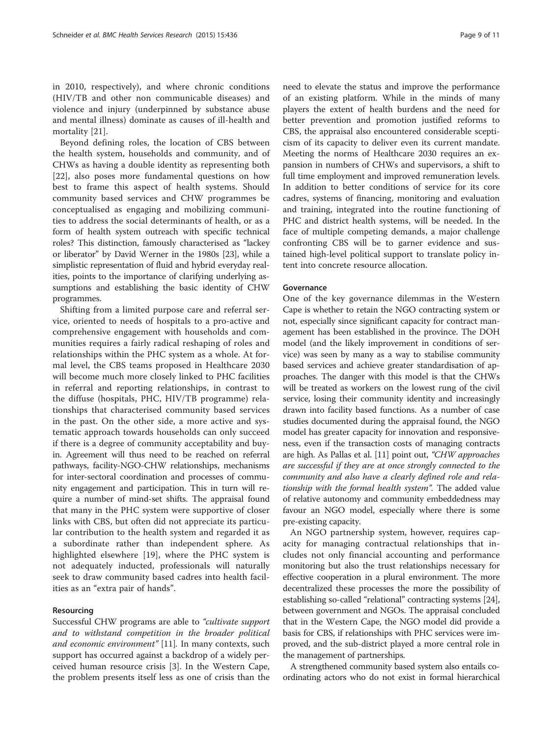in 2010, respectively), and where chronic conditions (HIV/TB and other non communicable diseases) and violence and injury (underpinned by substance abuse and mental illness) dominate as causes of ill-health and mortality [21].

Beyond defining roles, the location of CBS between the health system, households and community, and of CHWs as having a double identity as representing both [22], also poses more fundamental questions on how best to frame this aspect of health systems. Should community based services and CHW programmes be conceptualised as engaging and mobilizing communities to address the social determinants of health, or as a form of health system outreach with specific technical roles? This distinction, famously characterised as "lackey or liberator" by David Werner in the 1980s [23], while a simplistic representation of fluid and hybrid everyday realities, points to the importance of clarifying underlying assumptions and establishing the basic identity of CHW programmes.

Shifting from a limited purpose care and referral service, oriented to needs of hospitals to a pro-active and comprehensive engagement with households and communities requires a fairly radical reshaping of roles and relationships within the PHC system as a whole. At formal level, the CBS teams proposed in Healthcare 2030 will become much more closely linked to PHC facilities in referral and reporting relationships, in contrast to the diffuse (hospitals, PHC, HIV/TB programme) relationships that characterised community based services in the past. On the other side, a more active and systematic approach towards households can only succeed if there is a degree of community acceptability and buy-in. Agreement will thus need to be reached on referral pathways, facility-NGO-CHW relationships, mechanisms for inter-sectoral coordination and processes of community engagement and participation. This in turn will require a number of mind-set shifts. The appraisal found that many in the PHC system were supportive of closer links with CBS, but often did not appreciate its particular contribution to the health system and regarded it as a subordinate rather than independent sphere. As highlighted elsewhere [19], where the PHC system is not adequately inducted, professionals will naturally seek to draw community based cadres into health facilities as an "extra pair of hands".

#### Resourcing

Successful CHW programs are able to *"cultivate support and to withstand competition in the broader political and economic environment"* [11]. In many contexts, such support has occurred against a backdrop of a widely perceived human resource crisis [3]. In the Western Cape, the problem presents itself less as one of crisis than the need to elevate the status and improve the performance of an existing platform. While in the minds of many players the extent of health burdens and the need for better prevention and promotion justified reforms to CBS, the appraisal also encountered considerable scepticism of its capacity to deliver even its current mandate. Meeting the norms of Healthcare 2030 requires an expansion in numbers of CHWs and supervisors, a shift to full time employment and improved remuneration levels. In addition to better conditions of service for its core cadres, systems of financing, monitoring and evaluation and training, integrated into the routine functioning of PHC and district health systems, will be needed. In the face of multiple competing demands, a major challenge confronting CBS will be to garner evidence and sustained high-level political support to translate policy intent into concrete resource allocation.

#### Governance

One of the key governance dilemmas in the Western Cape is whether to retain the NGO contracting system or not, especially since significant capacity for contract management has been established in the province. The DOH model (and the likely improvement in conditions of service) was seen by many as a way to stabilise community based services and achieve greater standardisation of approaches. The danger with this model is that the CHWs will be treated as workers on the lowest rung of the civil service, losing their community identity and increasingly drawn into facility based functions. As a number of case studies documented during the appraisal found, the NGO model has greater capacity for innovation and responsiveness, even if the transaction costs of managing contracts are high. As Pallas et al. [11] point out, *"CHW approaches are successful if they are at once strongly connected to the community and also have a clearly defined role and relationship with the formal health system"*. The added value of relative autonomy and community embeddedness may favour an NGO model, especially where there is some pre-existing capacity.

An NGO partnership system, however, requires capacity for managing contractual relationships that includes not only financial accounting and performance monitoring but also the trust relationships necessary for effective cooperation in a plural environment. The more decentralized these processes the more the possibility of establishing so-called "relational" contracting systems [24], between government and NGOs. The appraisal concluded that in the Western Cape, the NGO model did provide a basis for CBS, if relationships with PHC services were improved, and the sub-district played a more central role in the management of partnerships.

A strengthened community based system also entails coordinating actors who do not exist in formal hierarchical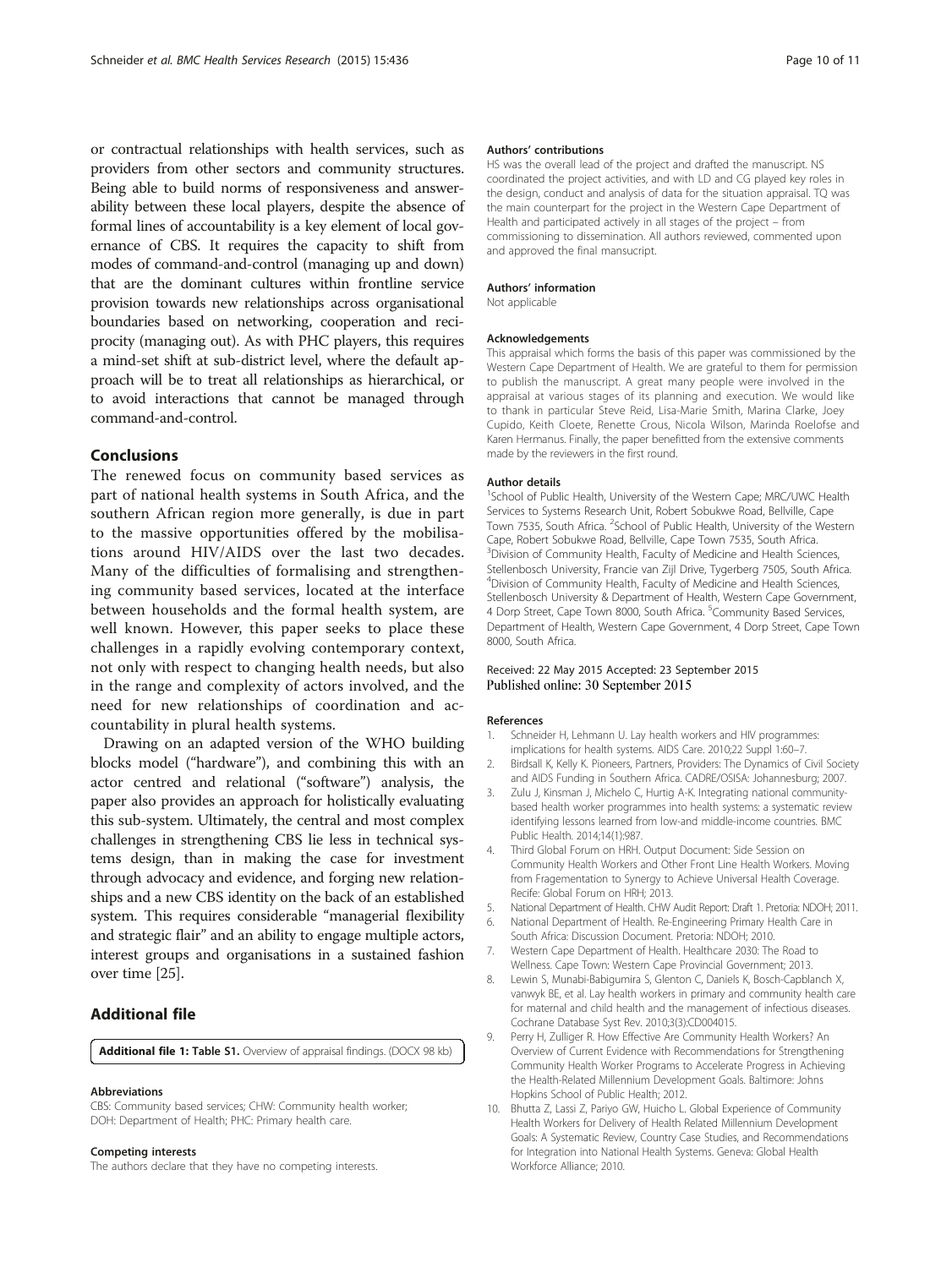or contractual relationships with health services, such as providers from other sectors and community structures. Being able to build norms of responsiveness and answerability between these local players, despite the absence of formal lines of accountability is a key element of local governance of CBS. It requires the capacity to shift from modes of command-and-control (managing up and down) that are the dominant cultures within frontline service provision towards new relationships across organisational boundaries based on networking, cooperation and reciprocity (managing out). As with PHC players, this requires a mind-set shift at sub-district level, where the default approach will be to treat all relationships as hierarchical, or to avoid interactions that cannot be managed through command-and-control.

## Conclusions

The renewed focus on community based services as part of national health systems in South Africa, and the southern African region more generally, is due in part to the massive opportunities offered by the mobilisations around HIV/AIDS over the last two decades. Many of the difficulties of formalising and strengthening community based services, located at the interface between households and the formal health system, are well known. However, this paper seeks to place these challenges in a rapidly evolving contemporary context, not only with respect to changing health needs, but also in the range and complexity of actors involved, and the need for new relationships of coordination and accountability in plural health systems.

Drawing on an adapted version of the WHO building blocks model ("hardware"), and combining this with an actor centred and relational ("software") analysis, the paper also provides an approach for holistically evaluating this sub-system. Ultimately, the central and most complex challenges in strengthening CBS lie less in technical systems design, than in making the case for investment through advocacy and evidence, and forging new relationships and a new CBS identity on the back of an established system. This requires considerable "managerial flexibility and strategic flair" and an ability to engage multiple actors, interest groups and organisations in a sustained fashion over time [25].

## Additional file

**Additional file 1: Table S1.** Overview of appraisal findings. (DOCX 98 kb)

#### Abbreviations

CBS: Community based services; CHW: Community health worker; DOH: Department of Health; PHC: Primary health care.

#### Competing interests

The authors declare that they have no competing interests.

#### Authors' contributions

HS was the overall lead of the project and drafted the manuscript. NS coordinated the project activities, and with LD and CG played key roles in the design, conduct and analysis of data for the situation appraisal. TQ was the main counterpart for the project in the Western Cape Department of Health and participated actively in all stages of the project – from commissioning to dissemination. All authors reviewed, commented upon and approved the final mansucript.

#### Authors' information

Not applicable

#### Acknowledgements

This appraisal which forms the basis of this paper was commissioned by the Western Cape Department of Health. We are grateful to them for permission to publish the manuscript. A great many people were involved in the appraisal at various stages of its planning and execution. We would like to thank in particular Steve Reid, Lisa-Marie Smith, Marina Clarke, Joey Cupido, Keith Cloete, Renette Crous, Nicola Wilson, Marinda Roelofse and Karen Hermanus. Finally, the paper benefitted from the extensive comments made by the reviewers in the first round.

#### Author details

[1]School of Public Health, University of the Western Cape; MRC/UWC Health Services to Systems Research Unit, Robert Sobukwe Road, Bellville, Cape Town 7535, South Africa. [2]School of Public Health, University of the Western Cape, Robert Sobukwe Road, Bellville, Cape Town 7535, South Africa. [3]Division of Community Health, Faculty of Medicine and Health Sciences, Stellenbosch University, Francie van Zijl Drive, Tygerberg 7505, South Africa. [4]Division of Community Health, Faculty of Medicine and Health Sciences, Stellenbosch University & Department of Health, Western Cape Government, 4 Dorp Street, Cape Town 8000, South Africa. [5]Community Based Services, Department of Health, Western Cape Government, 4 Dorp Street, Cape Town 8000, South Africa.

Received: 22 May 2015 Accepted: 23 September 2015
Published online: 30 September 2015

#### References

1. Schneider H, Lehmann U. Lay health workers and HIV programmes: implications for health systems. AIDS Care. 2010;22 Suppl 1:60–7.
2. Birdsall K, Kelly K. Pioneers, Partners, Providers: The Dynamics of Civil Society and AIDS Funding in Southern Africa. CADRE/OSISA: Johannesburg; 2007.
3. Zulu J, Kinsman J, Michelo C, Hurtig A-K. Integrating national community-based health worker programmes into health systems: a systematic review identifying lessons learned from low-and middle-income countries. BMC Public Health. 2014;14(1):987.
4. Third Global Forum on HRH. Output Document: Side Session on Community Health Workers and Other Front Line Health Workers. Moving from Fragementation to Synergy to Achieve Universal Health Coverage. Recife: Global Forum on HRH; 2013.
5. National Department of Health. CHW Audit Report: Draft 1. Pretoria: NDOH; 2011.
6. National Department of Health. Re-Engineering Primary Health Care in South Africa: Discussion Document. Pretoria: NDOH; 2010.
7. Western Cape Department of Health. Healthcare 2030: The Road to Wellness. Cape Town: Western Cape Provincial Government; 2013.
8. Lewin S, Munabi-Babigumira S, Glenton C, Daniels K, Bosch-Capblanch X, vanwyk BE, et al. Lay health workers in primary and community health care for maternal and child health and the management of infectious diseases. Cochrane Database Syst Rev. 2010;3(3):CD004015.
9. Perry H, Zulliger R. How Effective Are Community Health Workers? An Overview of Current Evidence with Recommendations for Strengthening Community Health Worker Programs to Accelerate Progress in Achieving the Health-Related Millennium Development Goals. Baltimore: Johns Hopkins School of Public Health; 2012.
10. Bhutta Z, Lassi Z, Pariyo GW, Huicho L. Global Experience of Community Health Workers for Delivery of Health Related Millennium Development Goals: A Systematic Review, Country Case Studies, and Recommendations for Integration into National Health Systems. Geneva: Global Health Workforce Alliance; 2010.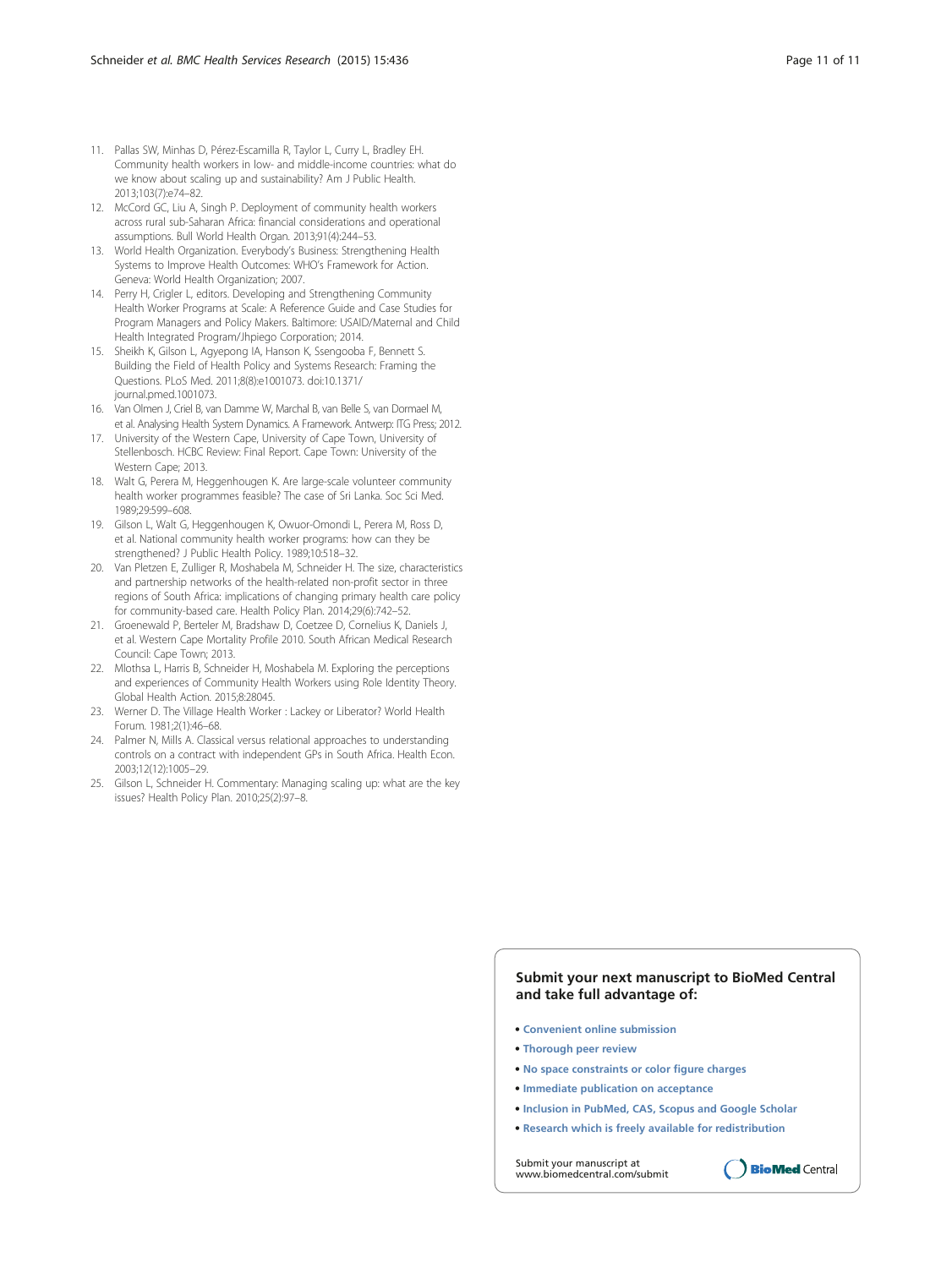11. Pallas SW, Minhas D, Pérez-Escamilla R, Taylor L, Curry L, Bradley EH. Community health workers in low- and middle-income countries: what do we know about scaling up and sustainability? Am J Public Health. 2013;103(7):e74–82.
12. McCord GC, Liu A, Singh P. Deployment of community health workers across rural sub-Saharan Africa: financial considerations and operational assumptions. Bull World Health Organ. 2013;91(4):244–53.
13. World Health Organization. Everybody's Business: Strengthening Health Systems to Improve Health Outcomes: WHO's Framework for Action. Geneva: World Health Organization; 2007.
14. Perry H, Crigler L, editors. Developing and Strengthening Community Health Worker Programs at Scale: A Reference Guide and Case Studies for Program Managers and Policy Makers. Baltimore: USAID/Maternal and Child Health Integrated Program/Jhpiego Corporation; 2014.
15. Sheikh K, Gilson L, Agyepong IA, Hanson K, Ssengooba F, Bennett S. Building the Field of Health Policy and Systems Research: Framing the Questions. PLoS Med. 2011;8(8):e1001073. doi:10.1371/journal.pmed.1001073.
16. Van Olmen J, Criel B, van Damme W, Marchal B, van Belle S, van Dormael M, et al. Analysing Health System Dynamics. A Framework. Antwerp: ITG Press; 2012.
17. University of the Western Cape, University of Cape Town, University of Stellenbosch. HCBC Review: Final Report. Cape Town: University of the Western Cape; 2013.
18. Walt G, Perera M, Heggenhougen K. Are large-scale volunteer community health worker programmes feasible? The case of Sri Lanka. Soc Sci Med. 1989;29:599–608.
19. Gilson L, Walt G, Heggenhougen K, Owuor-Omondi L, Perera M, Ross D, et al. National community health worker programs: how can they be strengthened? J Public Health Policy. 1989;10:518–32.
20. Van Pletzen E, Zulliger R, Moshabela M, Schneider H. The size, characteristics and partnership networks of the health-related non-profit sector in three regions of South Africa: implications of changing primary health care policy for community-based care. Health Policy Plan. 2014;29(6):742–52.
21. Groenewald P, Berteler M, Bradshaw D, Coetzee D, Cornelius K, Daniels J, et al. Western Cape Mortality Profile 2010. South African Medical Research Council: Cape Town; 2013.
22. Mlothsa L, Harris B, Schneider H, Moshabela M. Exploring the perceptions and experiences of Community Health Workers using Role Identity Theory. Global Health Action. 2015;8:28045.
23. Werner D. The Village Health Worker : Lackey or Liberator? World Health Forum. 1981;2(1):46–68.
24. Palmer N, Mills A. Classical versus relational approaches to understanding controls on a contract with independent GPs in South Africa. Health Econ. 2003;12(12):1005–29.
25. Gilson L, Schneider H. Commentary: Managing scaling up: what are the key issues? Health Policy Plan. 2010;25(2):97–8.

**Submit your next manuscript to BioMed Central and take full advantage of:**

- **Convenient online submission**
- **Thorough peer review**
- **No space constraints or color figure charges**
- **Immediate publication on acceptance**
- **Inclusion in PubMed, CAS, Scopus and Google Scholar**
- **Research which is freely available for redistribution**

Submit your manuscript at
www.biomedcentral.com/submit

BioMed Central